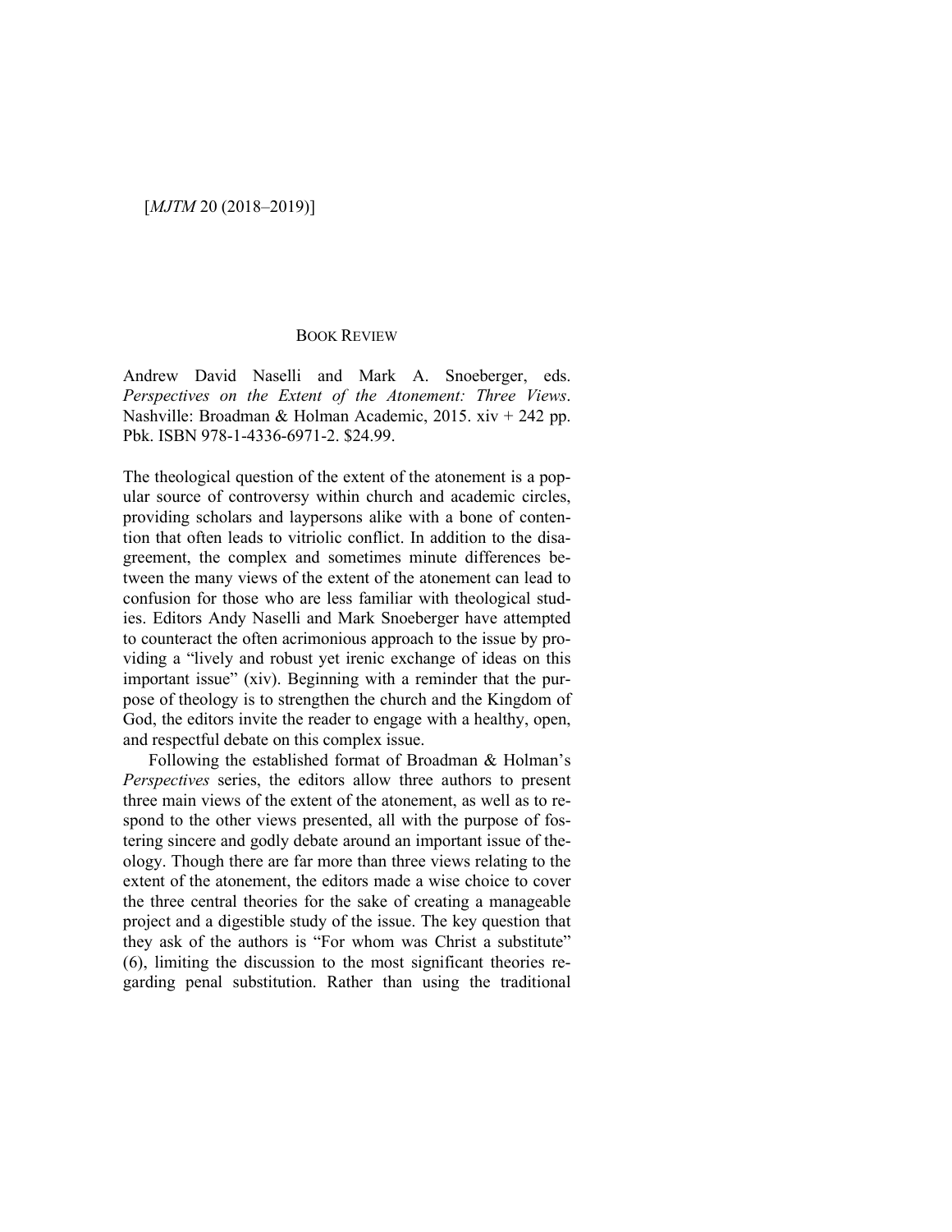## BOOK REVIEW

Andrew David Naselli and Mark A. Snoeberger, eds. *Perspectives on the Extent of the Atonement: Three Views*. Nashville: Broadman & Holman Academic, 2015. xiv + 242 pp. Pbk. ISBN 978-1-4336-6971-2. $24.99.

The theological question of the extent of the atonement is a popular source of controversy within church and academic circles, providing scholars and laypersons alike with a bone of contention that often leads to vitriolic conflict. In addition to the disagreement, the complex and sometimes minute differences between the many views of the extent of the atonement can lead to confusion for those who are less familiar with theological studies. Editors Andy Naselli and Mark Snoeberger have attempted to counteract the often acrimonious approach to the issue by providing a "lively and robust yet irenic exchange of ideas on this important issue" (xiv). Beginning with a reminder that the purpose of theology is to strengthen the church and the Kingdom of God, the editors invite the reader to engage with a healthy, open, and respectful debate on this complex issue.

Following the established format of Broadman & Holman's *Perspectives* series, the editors allow three authors to present three main views of the extent of the atonement, as well as to respond to the other views presented, all with the purpose of fostering sincere and godly debate around an important issue of theology. Though there are far more than three views relating to the extent of the atonement, the editors made a wise choice to cover the three central theories for the sake of creating a manageable project and a digestible study of the issue. The key question that they ask of the authors is "For whom was Christ a substitute" (6), limiting the discussion to the most significant theories regarding penal substitution. Rather than using the traditional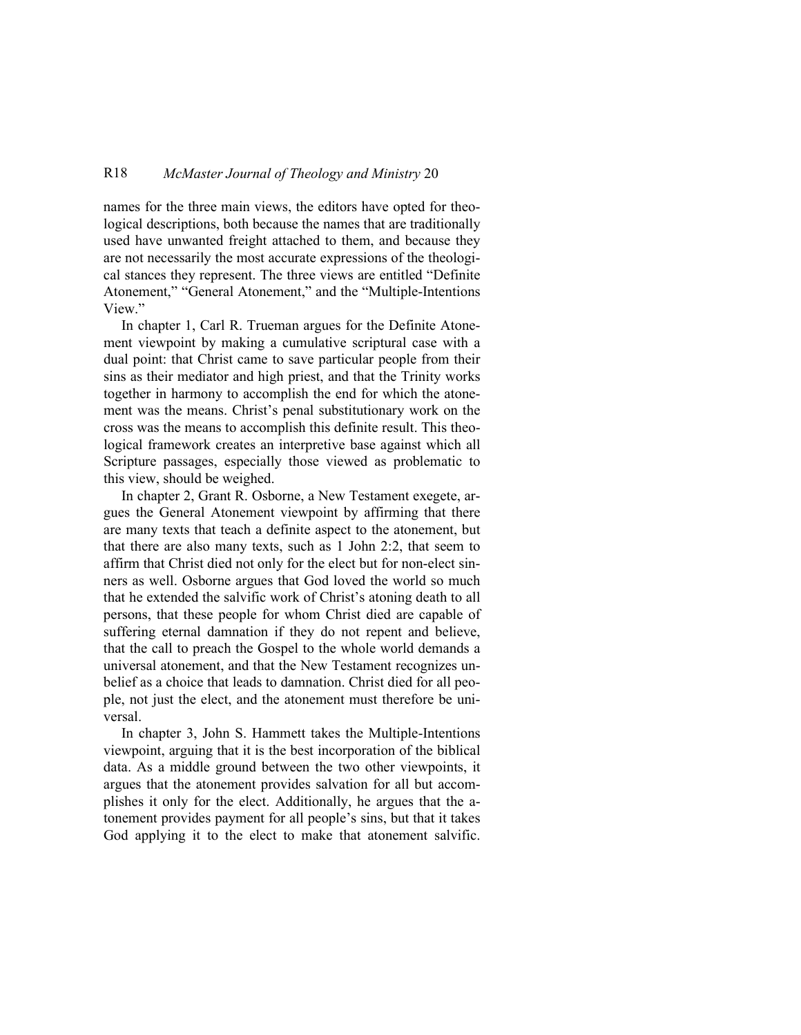names for the three main views, the editors have opted for theological descriptions, both because the names that are traditionally used have unwanted freight attached to them, and because they are not necessarily the most accurate expressions of the theological stances they represent. The three views are entitled "Definite Atonement," "General Atonement," and the "Multiple-Intentions View."

In chapter 1, Carl R. Trueman argues for the Definite Atonement viewpoint by making a cumulative scriptural case with a dual point: that Christ came to save particular people from their sins as their mediator and high priest, and that the Trinity works together in harmony to accomplish the end for which the atonement was the means. Christ's penal substitutionary work on the cross was the means to accomplish this definite result. This theological framework creates an interpretive base against which all Scripture passages, especially those viewed as problematic to this view, should be weighed.

In chapter 2, Grant R. Osborne, a New Testament exegete, argues the General Atonement viewpoint by affirming that there are many texts that teach a definite aspect to the atonement, but that there are also many texts, such as 1 John 2:2, that seem to affirm that Christ died not only for the elect but for non-elect sinners as well. Osborne argues that God loved the world so much that he extended the salvific work of Christ's atoning death to all persons, that these people for whom Christ died are capable of suffering eternal damnation if they do not repent and believe, that the call to preach the Gospel to the whole world demands a universal atonement, and that the New Testament recognizes unbelief as a choice that leads to damnation. Christ died for all people, not just the elect, and the atonement must therefore be universal.

In chapter 3, John S. Hammett takes the Multiple-Intentions viewpoint, arguing that it is the best incorporation of the biblical data. As a middle ground between the two other viewpoints, it argues that the atonement provides salvation for all but accomplishes it only for the elect. Additionally, he argues that the atonement provides payment for all people's sins, but that it takes God applying it to the elect to make that atonement salvific.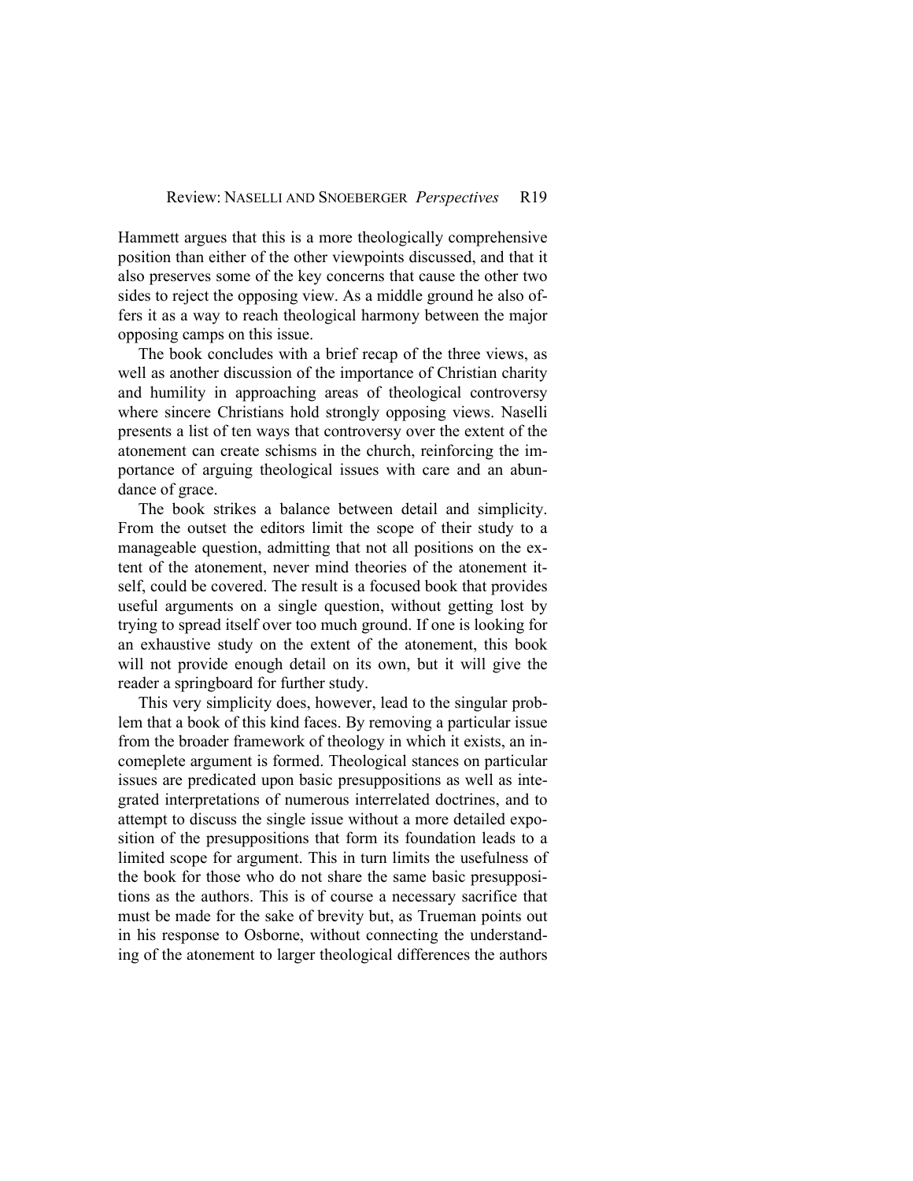Hammett argues that this is a more theologically comprehensive position than either of the other viewpoints discussed, and that it also preserves some of the key concerns that cause the other two sides to reject the opposing view. As a middle ground he also offers it as a way to reach theological harmony between the major opposing camps on this issue.

The book concludes with a brief recap of the three views, as well as another discussion of the importance of Christian charity and humility in approaching areas of theological controversy where sincere Christians hold strongly opposing views. Naselli presents a list of ten ways that controversy over the extent of the atonement can create schisms in the church, reinforcing the importance of arguing theological issues with care and an abundance of grace.

The book strikes a balance between detail and simplicity. From the outset the editors limit the scope of their study to a manageable question, admitting that not all positions on the extent of the atonement, never mind theories of the atonement itself, could be covered. The result is a focused book that provides useful arguments on a single question, without getting lost by trying to spread itself over too much ground. If one is looking for an exhaustive study on the extent of the atonement, this book will not provide enough detail on its own, but it will give the reader a springboard for further study.

This very simplicity does, however, lead to the singular problem that a book of this kind faces. By removing a particular issue from the broader framework of theology in which it exists, an incomeplete argument is formed. Theological stances on particular issues are predicated upon basic presuppositions as well as integrated interpretations of numerous interrelated doctrines, and to attempt to discuss the single issue without a more detailed exposition of the presuppositions that form its foundation leads to a limited scope for argument. This in turn limits the usefulness of the book for those who do not share the same basic presuppositions as the authors. This is of course a necessary sacrifice that must be made for the sake of brevity but, as Trueman points out in his response to Osborne, without connecting the understanding of the atonement to larger theological differences the authors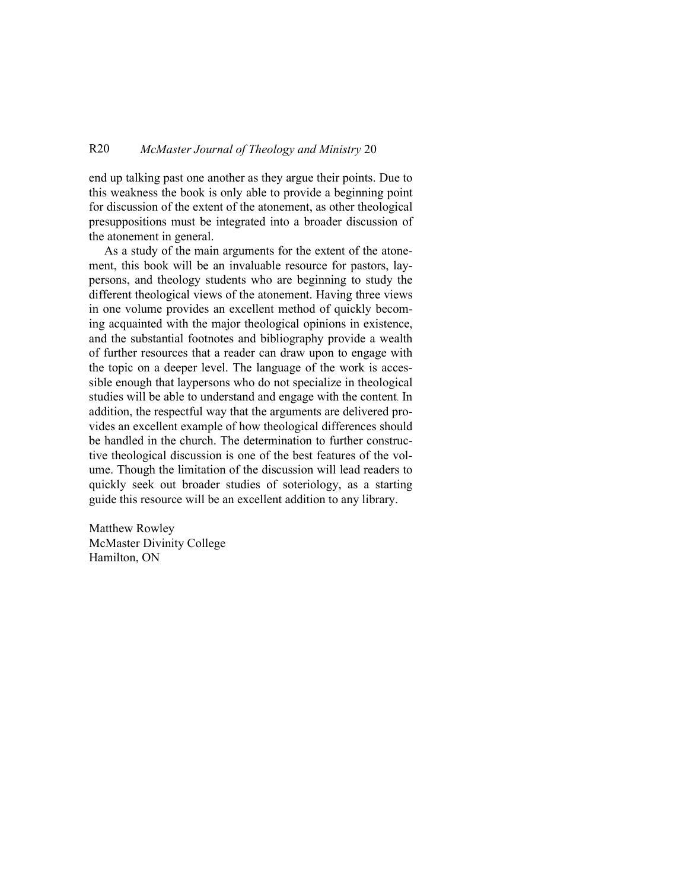end up talking past one another as they argue their points. Due to this weakness the book is only able to provide a beginning point for discussion of the extent of the atonement, as other theological presuppositions must be integrated into a broader discussion of the atonement in general.

As a study of the main arguments for the extent of the atonement, this book will be an invaluable resource for pastors, laypersons, and theology students who are beginning to study the different theological views of the atonement. Having three views in one volume provides an excellent method of quickly becoming acquainted with the major theological opinions in existence, and the substantial footnotes and bibliography provide a wealth of further resources that a reader can draw upon to engage with the topic on a deeper level. The language of the work is accessible enough that laypersons who do not specialize in theological studies will be able to understand and engage with the content. In addition, the respectful way that the arguments are delivered provides an excellent example of how theological differences should be handled in the church. The determination to further constructive theological discussion is one of the best features of the volume. Though the limitation of the discussion will lead readers to quickly seek out broader studies of soteriology, as a starting guide this resource will be an excellent addition to any library.

Matthew Rowley
McMaster Divinity College
Hamilton, ON